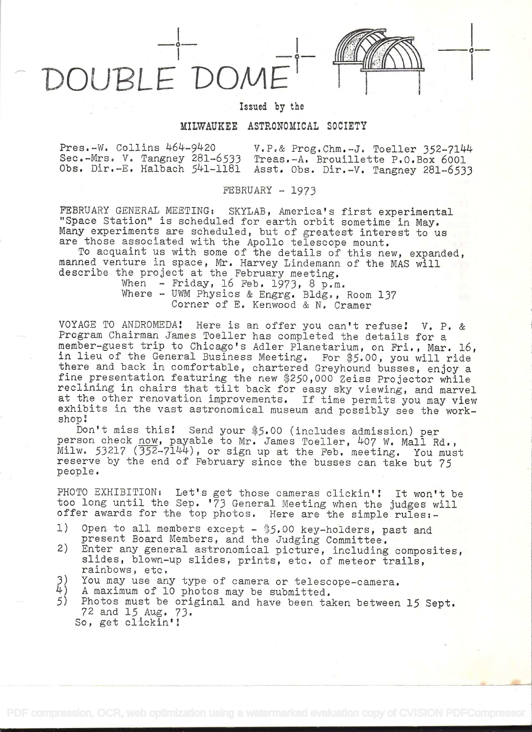# DOUBLE DOME

Issued by the

MILWAUKEE ASTRONOMICAL SOCIETY

Pres.-W. Collins 464-9420 V.P.& Prog.Chm.-J. Toeller 352-7144
Sec.-Mrs. V. Tangney 281-6533 Treas.-A. Brouillette P.O.Box 6001
Obs. Dir.-E. Halbach 541-1181 Asst. Obs. Dir.-V. Tangney 281-6533

FEBRUARY - 1973

FEBRUARY GENERAL MEETING: SKYLAB, America's first experimental "Space Station" is scheduled for earth orbit sometime in May. Many experiments are scheduled, but of greatest interest to us are those associated with the Apollo telescope mount.

To acquaint us with some of the details of this new, expanded, manned venture in space, Mr. Harvey Lindemann of the MAS will describe the project at the February meeting.

When - Friday, 16 Feb. 1973, 8 p.m.
Where - UWM Physics & Engrg. Bldg., Room 137
Corner of E. Kenwood & N. Cramer

VOYAGE TO ANDROMEDA! Here is an offer you can't refuse! V. P. & Program Chairman James Toeller has completed the details for a member-guest trip to Chicago's Adler Planetarium, on Fri., Mar. 16, in lieu of the General Business Meeting. For $5.00, you will ride there and back in comfortable, chartered Greyhound busses, enjoy a fine presentation featuring the new $250,000 Zeiss Projector while reclining in chairs that tilt back for easy sky viewing, and marvel at the other renovation improvements. If time permits you may view exhibits in the vast astronomical museum and possibly see the workshop!

Don't miss this! Send your $5.00 (includes admission) per person check now, payable to Mr. James Toeller, 407 W. Mall Rd., Milw. 53217 (352-7144), or sign up at the Feb. meeting. You must reserve by the end of February since the busses can take but 75 people.

PHOTO EXHIBITION: Let's get those cameras clickin'! It won't be too long until the Sep. '73 General Meeting when the judges will offer awards for the top photos. Here are the simple rules:-

1) Open to all members except - $5.00 key-holders, past and present Board Members, and the Judging Committee.
2) Enter any general astronomical picture, including composites, slides, blown-up slides, prints, etc. of meteor trails, rainbows, etc.
3) You may use any type of camera or telescope-camera.
4) A maximum of 10 photos may be submitted.
5) Photos must be original and have been taken between 15 Sept. 72 and 15 Aug. 73.

So, get clickin'!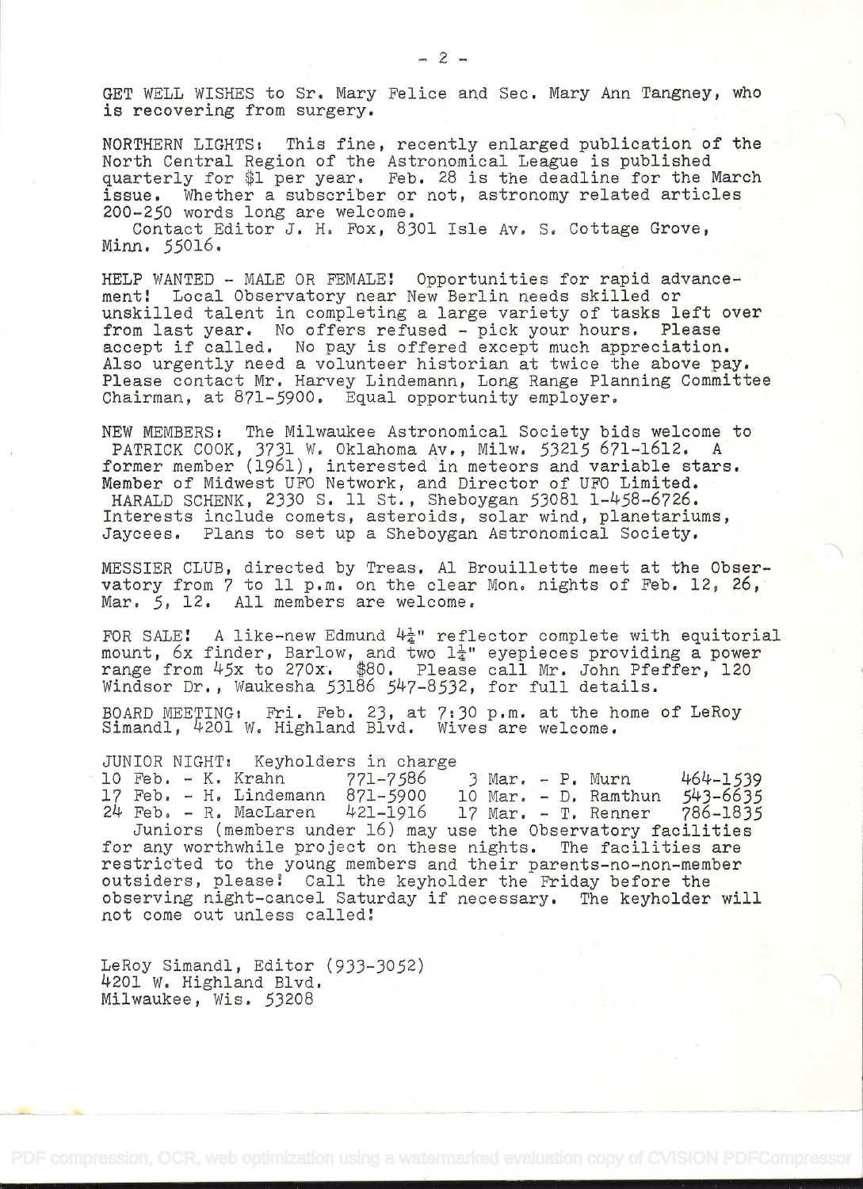GET WELL WISHES to Sr. Mary Felice and Sec. Mary Ann Tangney, who is recovering from surgery.

NORTHERN LIGHTS: This fine, recently enlarged publication of the North Central Region of the Astronomical League is published quarterly for $1 per year. Feb. 28 is the deadline for the March issue. Whether a subscriber or not, astronomy related articles 200-250 words long are welcome.
Contact Editor J. H. Fox, 8301 Isle Av. S. Cottage Grove, Minn. 55016.

HELP WANTED - MALE OR FEMALE! Opportunities for rapid advancement! Local Observatory near New Berlin needs skilled or unskilled talent in completing a large variety of tasks left over from last year. No offers refused - pick your hours. Please accept if called. No pay is offered except much appreciation. Also urgently need a volunteer historian at twice the above pay. Please contact Mr. Harvey Lindemann, Long Range Planning Committee Chairman, at 871-5900. Equal opportunity employer.

NEW MEMBERS: The Milwaukee Astronomical Society bids welcome to
PATRICK COOK, 3731 W. Oklahoma Av., Milw. 53215 671-1612. A former member (1961), interested in meteors and variable stars. Member of Midwest UFO Network, and Director of UFO Limited.
HARALD SCHENK, 2330 S. 11 St., Sheboygan 53081 1-458-6726. Interests include comets, asteroids, solar wind, planetariums, Jaycees. Plans to set up a Sheboygan Astronomical Society.

MESSIER CLUB, directed by Treas. Al Brouillette meet at the Observatory from 7 to 11 p.m. on the clear Mon. nights of Feb. 12, 26, Mar. 5, 12. All members are welcome.

FOR SALE! A like-new Edmund 4¼" reflector complete with equitorial mount, 6x finder, Barlow, and two 1¼" eyepieces providing a power range from 45x to 270x. $80. Please call Mr. John Pfeffer, 120 Windsor Dr., Waukesha 53186 547-8532, for full details.

BOARD MEETING: Fri. Feb. 23, at 7:30 p.m. at the home of LeRoy Simandl, 4201 W. Highland Blvd. Wives are welcome.

JUNIOR NIGHT: Keyholders in charge

| | | | | | |
|---|---|---|---|---|---|
| 10 Feb. | K. Krahn | 771-7586 | 3 Mar. | P. Murn | 464-1539 |
| 17 Feb. | H. Lindemann | 871-5900 | 10 Mar. | D. Ramthun | 543-6635 |
| 24 Feb. | R. MacLaren | 421-1916 | 17 Mar. | T. Renner | 786-1835 |

Juniors (members under 16) may use the Observatory facilities for any worthwhile project on these nights. The facilities are restricted to the young members and their parents-no-non-member outsiders, please! Call the keyholder the Friday before the observing night-cancel Saturday if necessary. The keyholder will not come out unless called!

LeRoy Simandl, Editor (933-3052)
4201 W. Highland Blvd.
Milwaukee, Wis. 53208